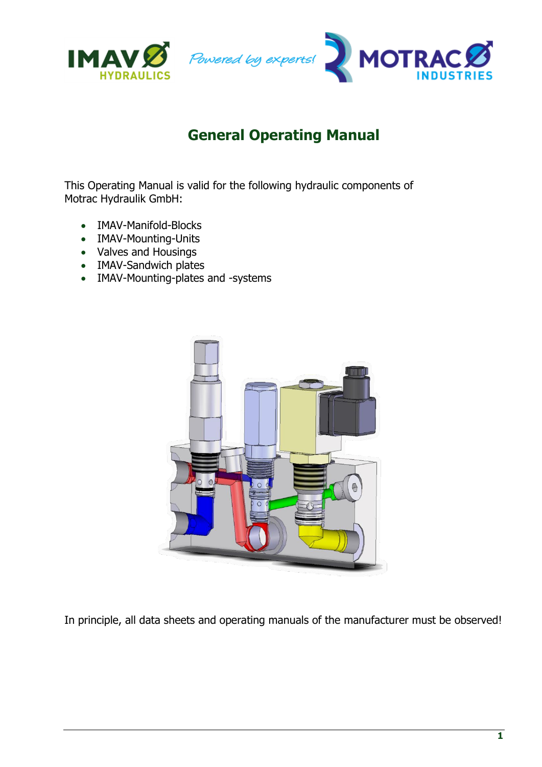# General Operating Manual

This Operating Manual is valid for the following hydraulic components of Motrac Hydraulik GmbH:

- IMAV-Manifold-Blocks
- IMAV-Mounting-Units
- Valves and Housings
- IMAV-Sandwich plates
- IMAV-Mounting-plates and -systems

In principle, all data sheets and operating manuals of the manufacturer must be observed!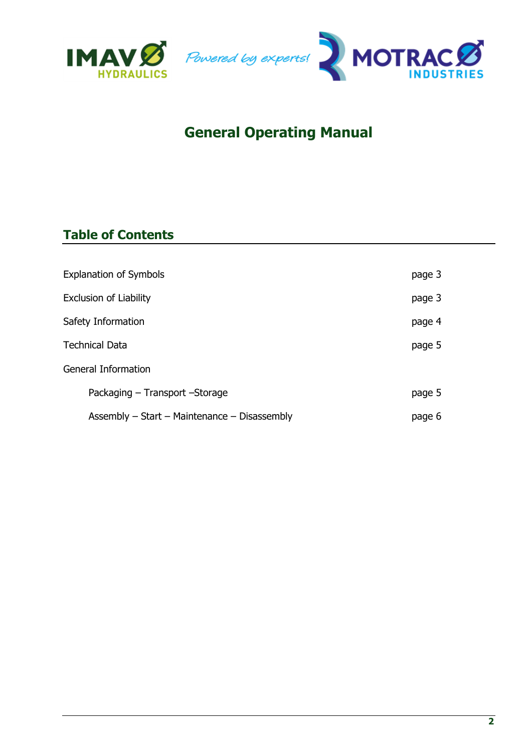# General Operating Manual

## Table of Contents

| | |
|---|---|
| Explanation of Symbols | page 3 |
| Exclusion of Liability | page 3 |
| Safety Information | page 4 |
| Technical Data | page 5 |
| General Information | |
| Packaging – Transport –Storage | page 5 |
| Assembly – Start – Maintenance – Disassembly | page 6 |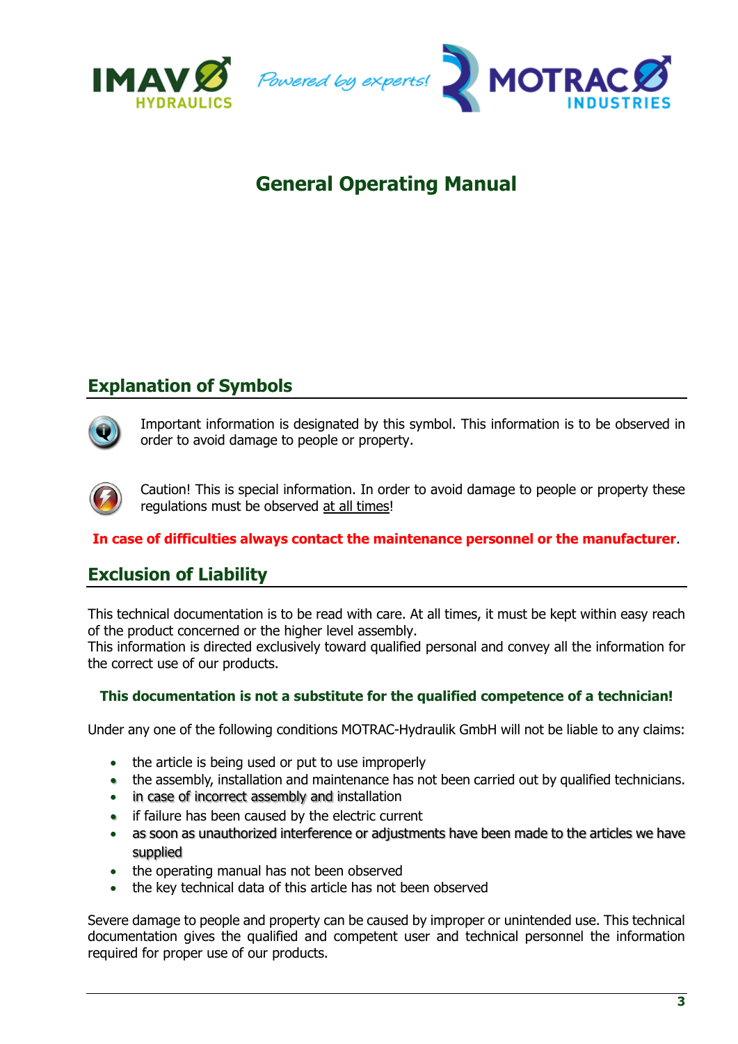IMAV HYDRAULICS — Powered by experts! — MOTRAC INDUSTRIES

# General Operating Manual

## Explanation of Symbols

Important information is designated by this symbol. This information is to be observed in order to avoid damage to people or property.

Caution! This is special information. In order to avoid damage to people or property these regulations must be observed <u>at all times</u>!

**In case of difficulties always contact the maintenance personnel or the manufacturer**.

## Exclusion of Liability

This technical documentation is to be read with care. At all times, it must be kept within easy reach of the product concerned or the higher level assembly.
This information is directed exclusively toward qualified personal and convey all the information for the correct use of our products.

**This documentation is not a substitute for the qualified competence of a technician!**

Under any one of the following conditions MOTRAC-Hydraulik GmbH will not be liable to any claims:

- the article is being used or put to use improperly
- the assembly, installation and maintenance has not been carried out by qualified technicians.
- in case of incorrect assembly and installation
- if failure has been caused by the electric current
- as soon as unauthorized interference or adjustments have been made to the articles we have supplied
- the operating manual has not been observed
- the key technical data of this article has not been observed

Severe damage to people and property can be caused by improper or unintended use. This technical documentation gives the qualified and competent user and technical personnel the information required for proper use of our products.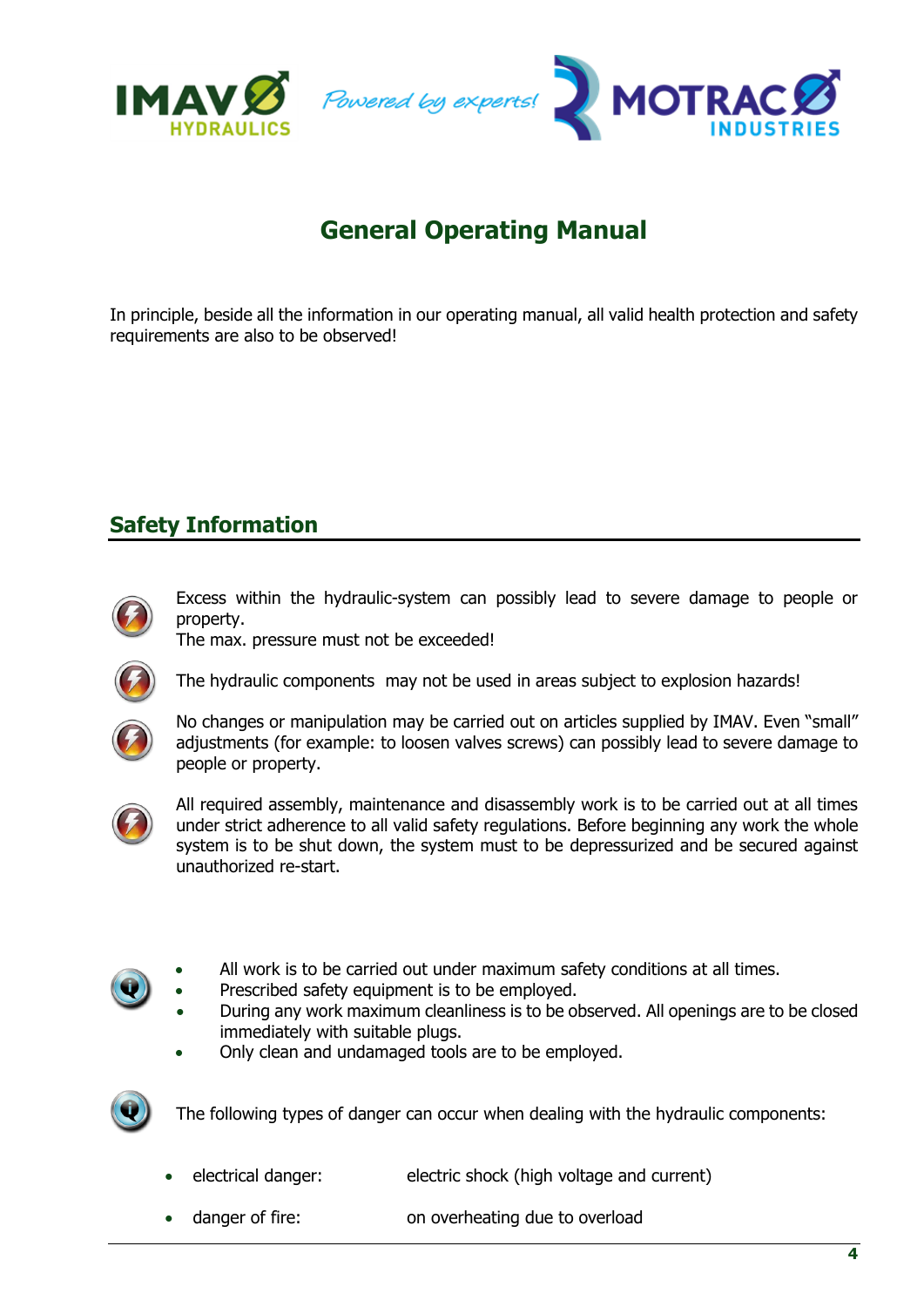# General Operating Manual

In principle, beside all the information in our operating manual, all valid health protection and safety requirements are also to be observed!

## Safety Information

Excess within the hydraulic-system can possibly lead to severe damage to people or property.
The max. pressure must not be exceeded!

The hydraulic components may not be used in areas subject to explosion hazards!

No changes or manipulation may be carried out on articles supplied by IMAV. Even "small" adjustments (for example: to loosen valves screws) can possibly lead to severe damage to people or property.

All required assembly, maintenance and disassembly work is to be carried out at all times under strict adherence to all valid safety regulations. Before beginning any work the whole system is to be shut down, the system must to be depressurized and be secured against unauthorized re-start.

- All work is to be carried out under maximum safety conditions at all times.
- Prescribed safety equipment is to be employed.
- During any work maximum cleanliness is to be observed. All openings are to be closed immediately with suitable plugs.
- Only clean and undamaged tools are to be employed.

The following types of danger can occur when dealing with the hydraulic components:

- electrical danger: electric shock (high voltage and current)
- danger of fire: on overheating due to overload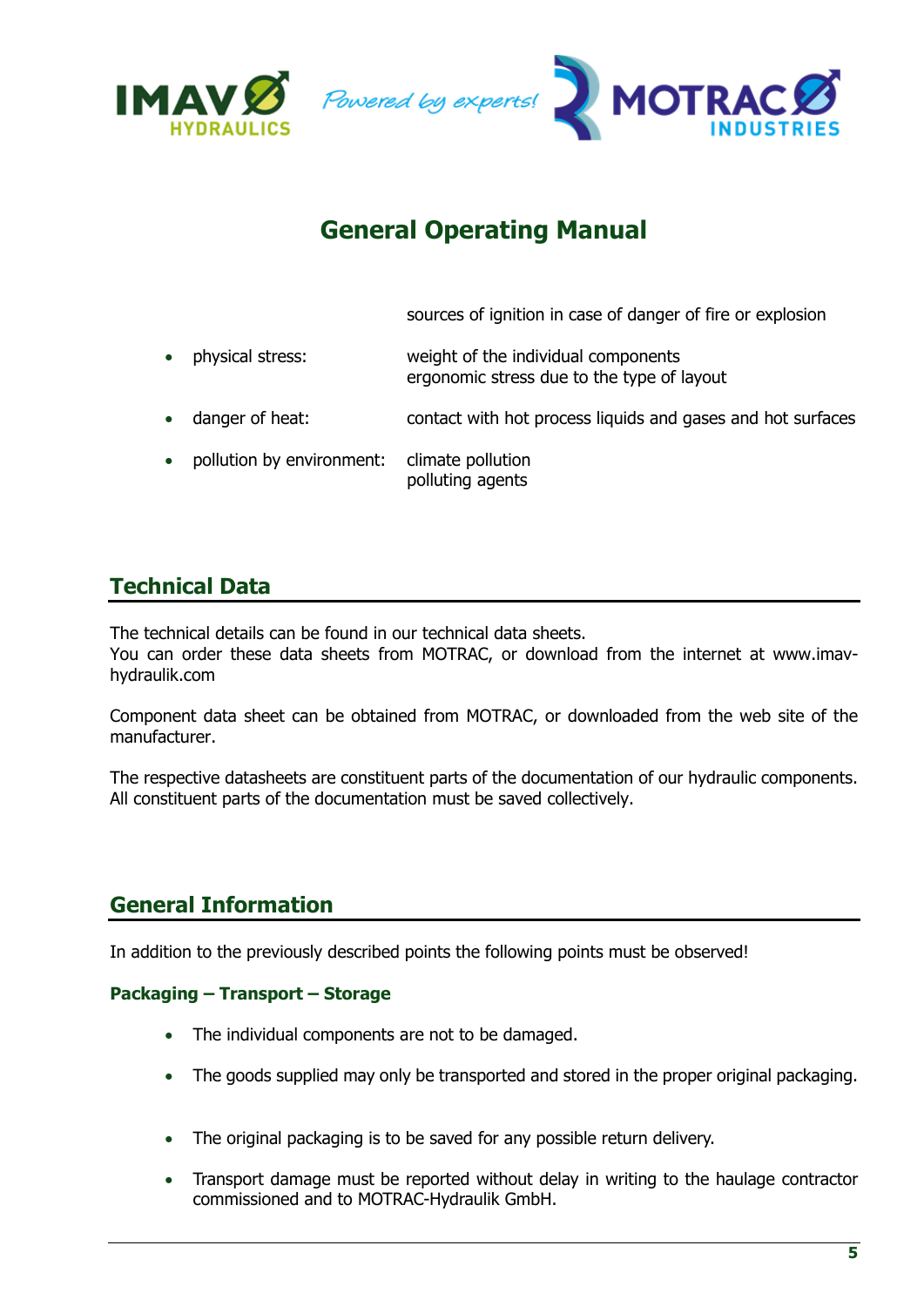sources of ignition in case of danger of fire or explosion

- physical stress: weight of the individual components
  ergonomic stress due to the type of layout
- danger of heat: contact with hot process liquids and gases and hot surfaces
- pollution by environment: climate pollution
  polluting agents

## Technical Data

The technical details can be found in our technical data sheets.
You can order these data sheets from MOTRAC, or download from the internet at www.imav-hydraulik.com

Component data sheet can be obtained from MOTRAC, or downloaded from the web site of the manufacturer.

The respective datasheets are constituent parts of the documentation of our hydraulic components. All constituent parts of the documentation must be saved collectively.

## General Information

In addition to the previously described points the following points must be observed!

### Packaging – Transport – Storage

- The individual components are not to be damaged.
- The goods supplied may only be transported and stored in the proper original packaging.
- The original packaging is to be saved for any possible return delivery.
- Transport damage must be reported without delay in writing to the haulage contractor commissioned and to MOTRAC-Hydraulik GmbH.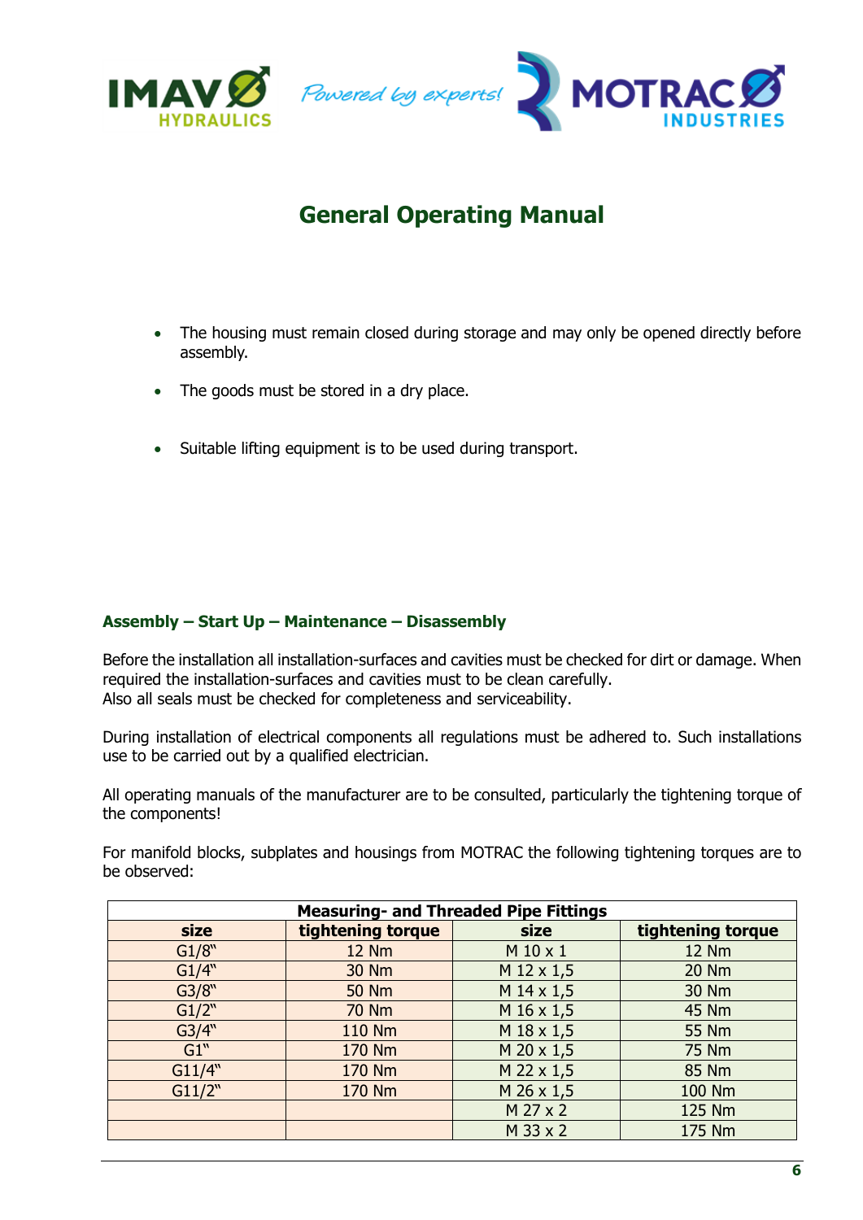# General Operating Manual

- The housing must remain closed during storage and may only be opened directly before assembly.
- The goods must be stored in a dry place.
- Suitable lifting equipment is to be used during transport.

## Assembly – Start Up – Maintenance – Disassembly

Before the installation all installation-surfaces and cavities must be checked for dirt or damage. When required the installation-surfaces and cavities must to be clean carefully.
Also all seals must be checked for completeness and serviceability.

During installation of electrical components all regulations must be adhered to. Such installations use to be carried out by a qualified electrician.

All operating manuals of the manufacturer are to be consulted, particularly the tightening torque of the components!

For manifold blocks, subplates and housings from MOTRAC the following tightening torques are to be observed:

| **Measuring- and Threaded Pipe Fittings** | | | |
|---|---|---|---|
| **size** | **tightening torque** | **size** | **tightening torque** |
| G1/8" | 12 Nm | M 10 x 1 | 12 Nm |
| G1/4" | 30 Nm | M 12 x 1,5 | 20 Nm |
| G3/8" | 50 Nm | M 14 x 1,5 | 30 Nm |
| G1/2" | 70 Nm | M 16 x 1,5 | 45 Nm |
| G3/4" | 110 Nm | M 18 x 1,5 | 55 Nm |
| G1" | 170 Nm | M 20 x 1,5 | 75 Nm |
| G11/4" | 170 Nm | M 22 x 1,5 | 85 Nm |
| G11/2" | 170 Nm | M 26 x 1,5 | 100 Nm |
| | | M 27 x 2 | 125 Nm |
| | | M 33 x 2 | 175 Nm |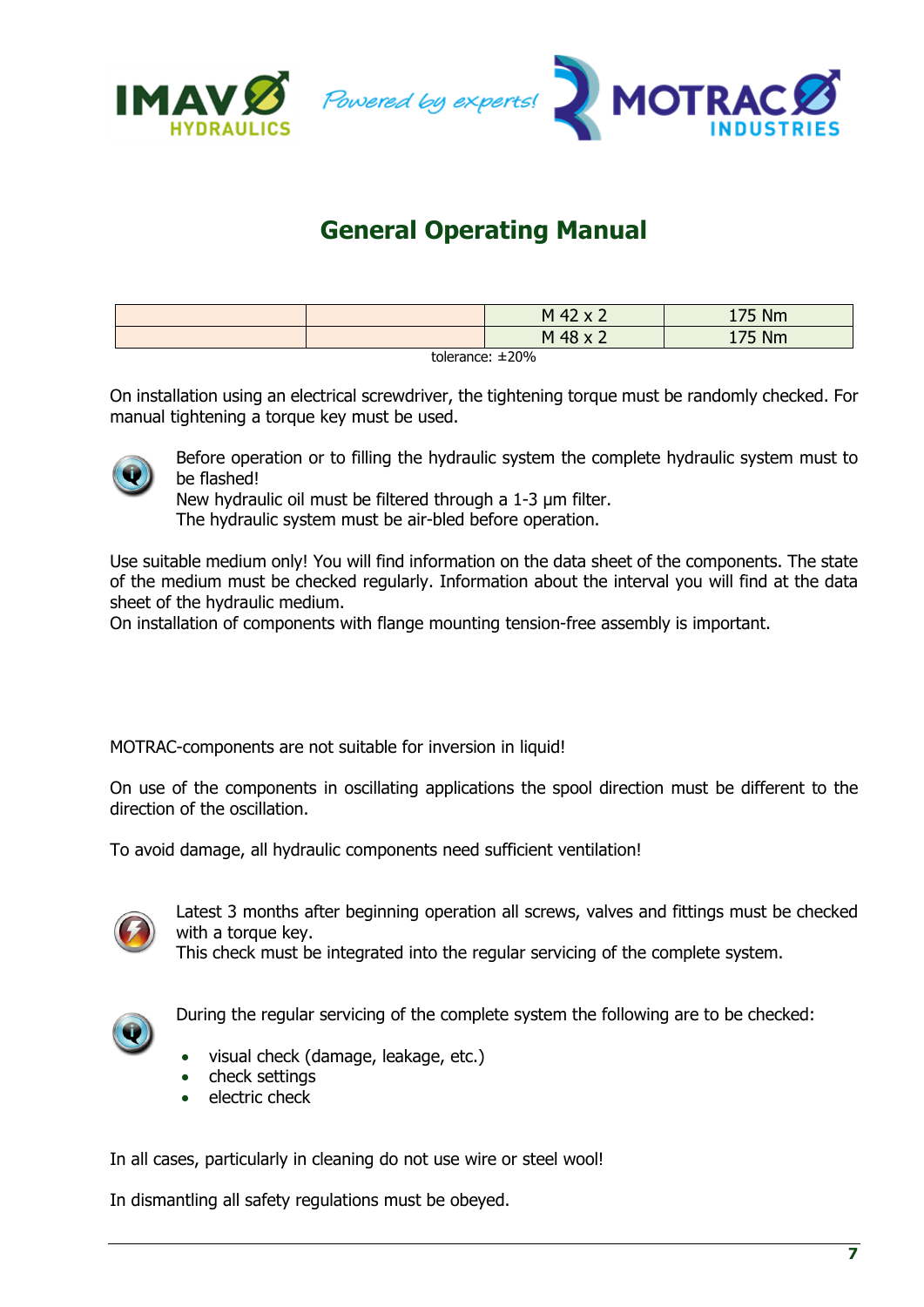## General Operating Manual

| | | | |
|---|---|---|---|
| | | M 42 x 2 | 175 Nm |
| | | M 48 x 2 | 175 Nm |

tolerance: ±20%

On installation using an electrical screwdriver, the tightening torque must be randomly checked. For manual tightening a torque key must be used.

Before operation or to filling the hydraulic system the complete hydraulic system must to be flashed!
New hydraulic oil must be filtered through a 1-3 µm filter.
The hydraulic system must be air-bled before operation.

Use suitable medium only! You will find information on the data sheet of the components. The state of the medium must be checked regularly. Information about the interval you will find at the data sheet of the hydraulic medium.
On installation of components with flange mounting tension-free assembly is important.

MOTRAC-components are not suitable for inversion in liquid!

On use of the components in oscillating applications the spool direction must be different to the direction of the oscillation.

To avoid damage, all hydraulic components need sufficient ventilation!

Latest 3 months after beginning operation all screws, valves and fittings must be checked with a torque key.
This check must be integrated into the regular servicing of the complete system.

During the regular servicing of the complete system the following are to be checked:

- visual check (damage, leakage, etc.)
- check settings
- electric check

In all cases, particularly in cleaning do not use wire or steel wool!

In dismantling all safety regulations must be obeyed.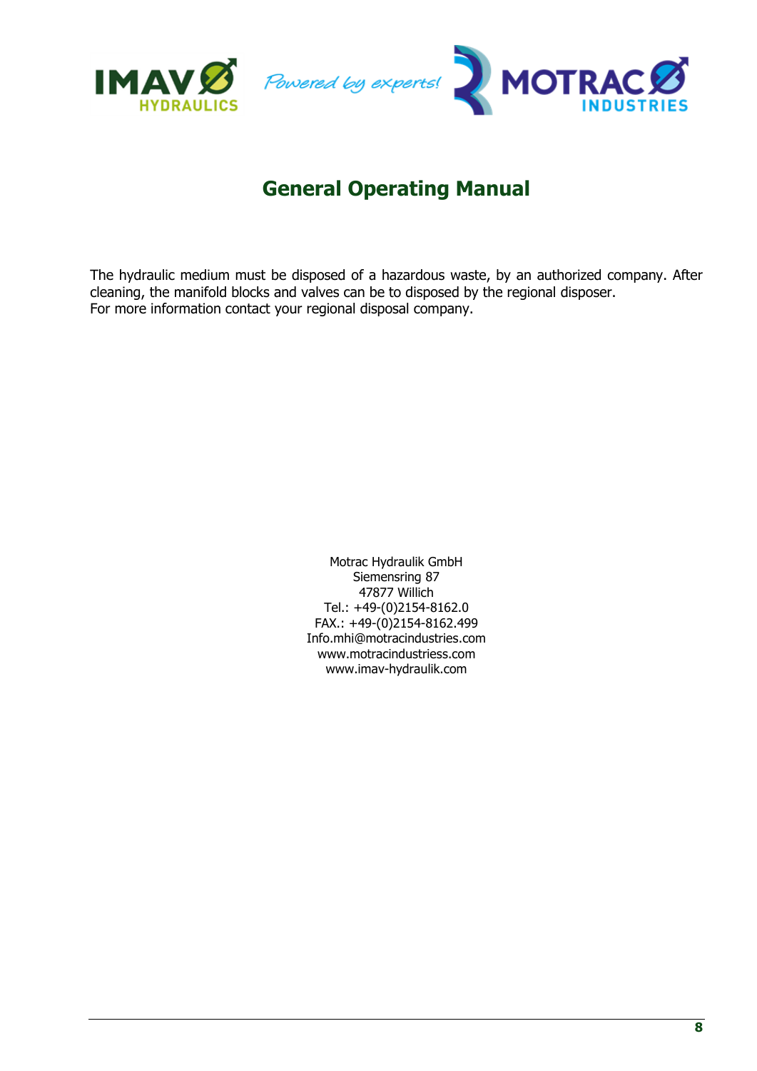# General Operating Manual

The hydraulic medium must be disposed of a hazardous waste, by an authorized company. After cleaning, the manifold blocks and valves can be to disposed by the regional disposer.
For more information contact your regional disposal company.

Motrac Hydraulik GmbH
Siemensring 87
47877 Willich
Tel.: +49-(0)2154-8162.0
FAX.: +49-(0)2154-8162.499
Info.mhi@motracindustries.com
www.motracindustriess.com
www.imav-hydraulik.com